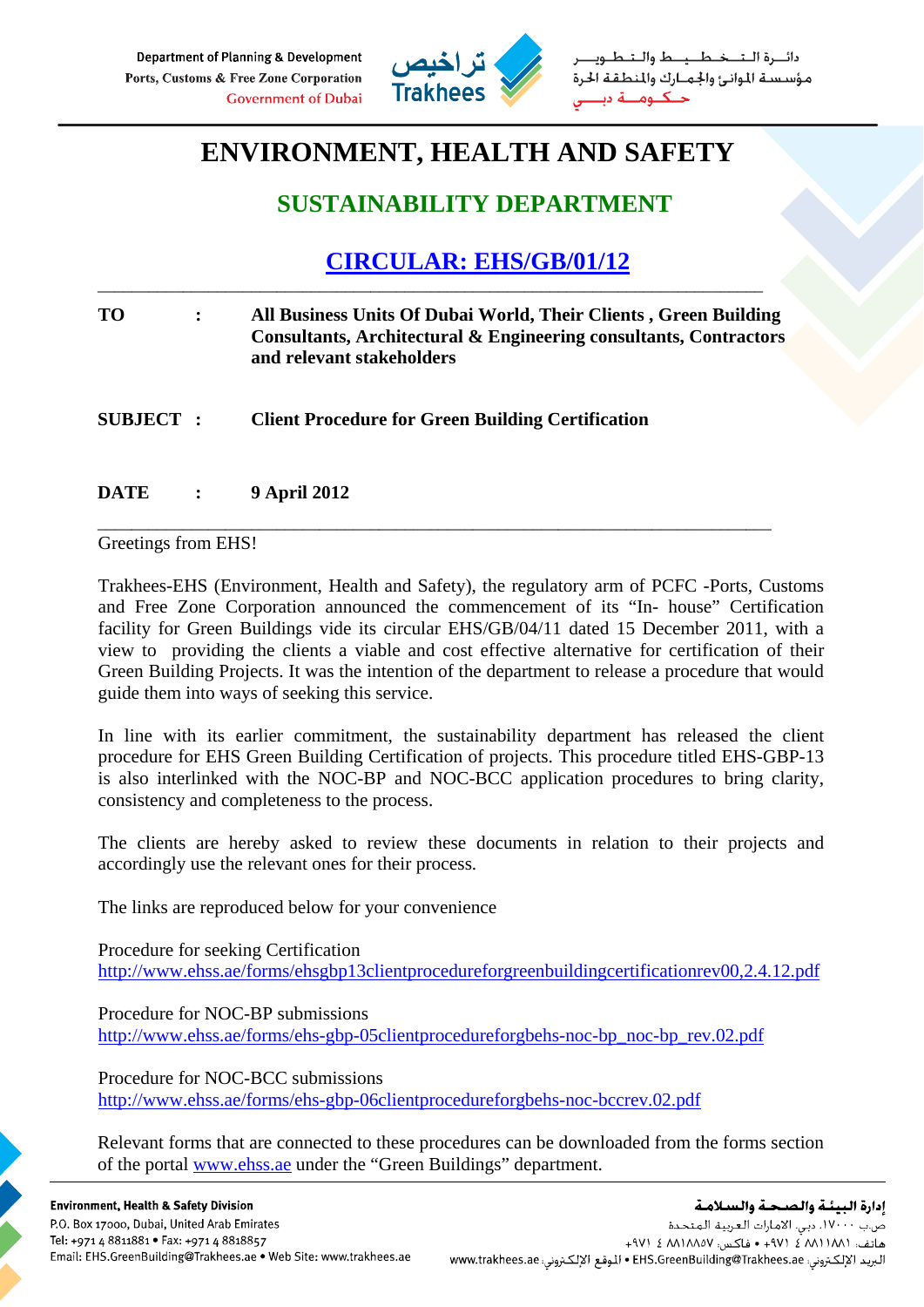Department of Planning & Development
Ports, Customs & Free Zone Corporation
Government of Dubai

تراخيص
Trakhees

دائـرة الـتـخـطـيـط والـتـطـويـر
مؤسسة الموانئ والجمارك والمنطقة الحرة
حكومة دبي

# ENVIRONMENT, HEALTH AND SAFETY

## SUSTAINABILITY DEPARTMENT

## CIRCULAR: EHS/GB/01/12

---

**TO** : **All Business Units Of Dubai World, Their Clients , Green Building Consultants, Architectural & Engineering consultants, Contractors and relevant stakeholders**

**SUBJECT** : **Client Procedure for Green Building Certification**

**DATE** : **9 April 2012**

---

Greetings from EHS!

Trakhees-EHS (Environment, Health and Safety), the regulatory arm of PCFC -Ports, Customs and Free Zone Corporation announced the commencement of its "In- house" Certification facility for Green Buildings vide its circular EHS/GB/04/11 dated 15 December 2011, with a view to providing the clients a viable and cost effective alternative for certification of their Green Building Projects. It was the intention of the department to release a procedure that would guide them into ways of seeking this service.

In line with its earlier commitment, the sustainability department has released the client procedure for EHS Green Building Certification of projects. This procedure titled EHS-GBP-13 is also interlinked with the NOC-BP and NOC-BCC application procedures to bring clarity, consistency and completeness to the process.

The clients are hereby asked to review these documents in relation to their projects and accordingly use the relevant ones for their process.

The links are reproduced below for your convenience

Procedure for seeking Certification
http://www.ehss.ae/forms/ehsgbp13clientprocedureforgreenbuildingcertificationrev00,2.4.12.pdf

Procedure for NOC-BP submissions
http://www.ehss.ae/forms/ehs-gbp-05clientprocedureforgbehs-noc-bp_noc-bp_rev.02.pdf

Procedure for NOC-BCC submissions
http://www.ehss.ae/forms/ehs-gbp-06clientprocedureforgbehs-noc-bccrev.02.pdf

Relevant forms that are connected to these procedures can be downloaded from the forms section of the portal www.ehss.ae under the "Green Buildings" department.

---

**Environment, Health & Safety Division**
P.O. Box 17000, Dubai, United Arab Emirates
Tel: +971 4 8811881 • Fax: +971 4 8818857
Email: EHS.GreenBuilding@Trakhees.ae • Web Site: www.trakhees.ae

**إدارة البيئة والصحة والسلامة**
ص.ب ١٧٠٠٠، دبي، الامارات العربية المتحدة
هاتف: ٨٨١١٨٨١ ٤ ٩٧١+ • فاكس: ٨٨١٨٨٥٧ ٤ ٩٧١+
البريد الإلكتروني: EHS.GreenBuilding@Trakhees.ae • الموقع الإلكتروني: www.trakhees.ae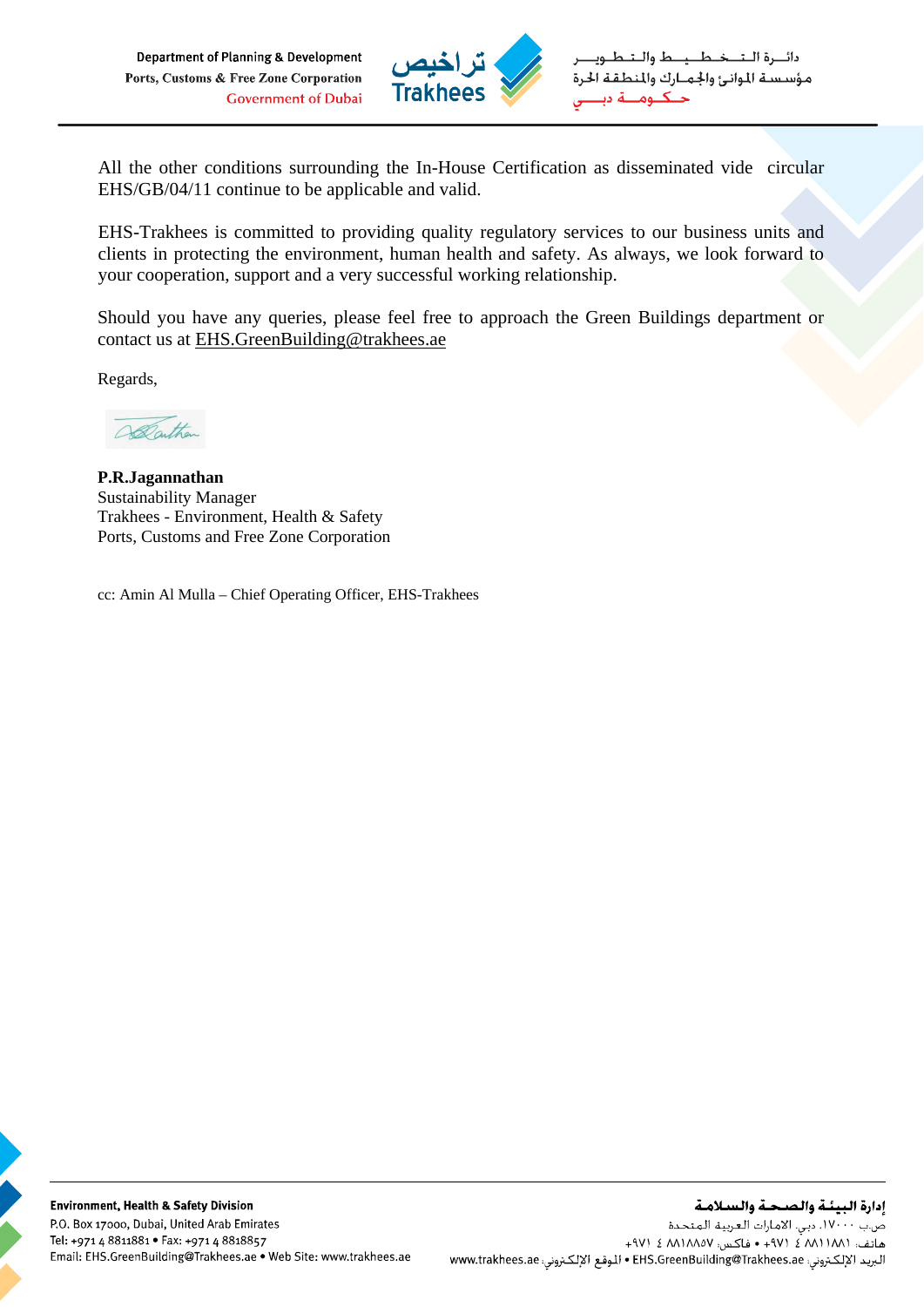All the other conditions surrounding the In-House Certification as disseminated vide circular EHS/GB/04/11 continue to be applicable and valid.

EHS-Trakhees is committed to providing quality regulatory services to our business units and clients in protecting the environment, human health and safety. As always, we look forward to your cooperation, support and a very successful working relationship.

Should you have any queries, please feel free to approach the Green Buildings department or contact us at EHS.GreenBuilding@trakhees.ae

Regards,

**P.R.Jagannathan**
Sustainability Manager
Trakhees - Environment, Health & Safety
Ports, Customs and Free Zone Corporation

cc: Amin Al Mulla – Chief Operating Officer, EHS-Trakhees